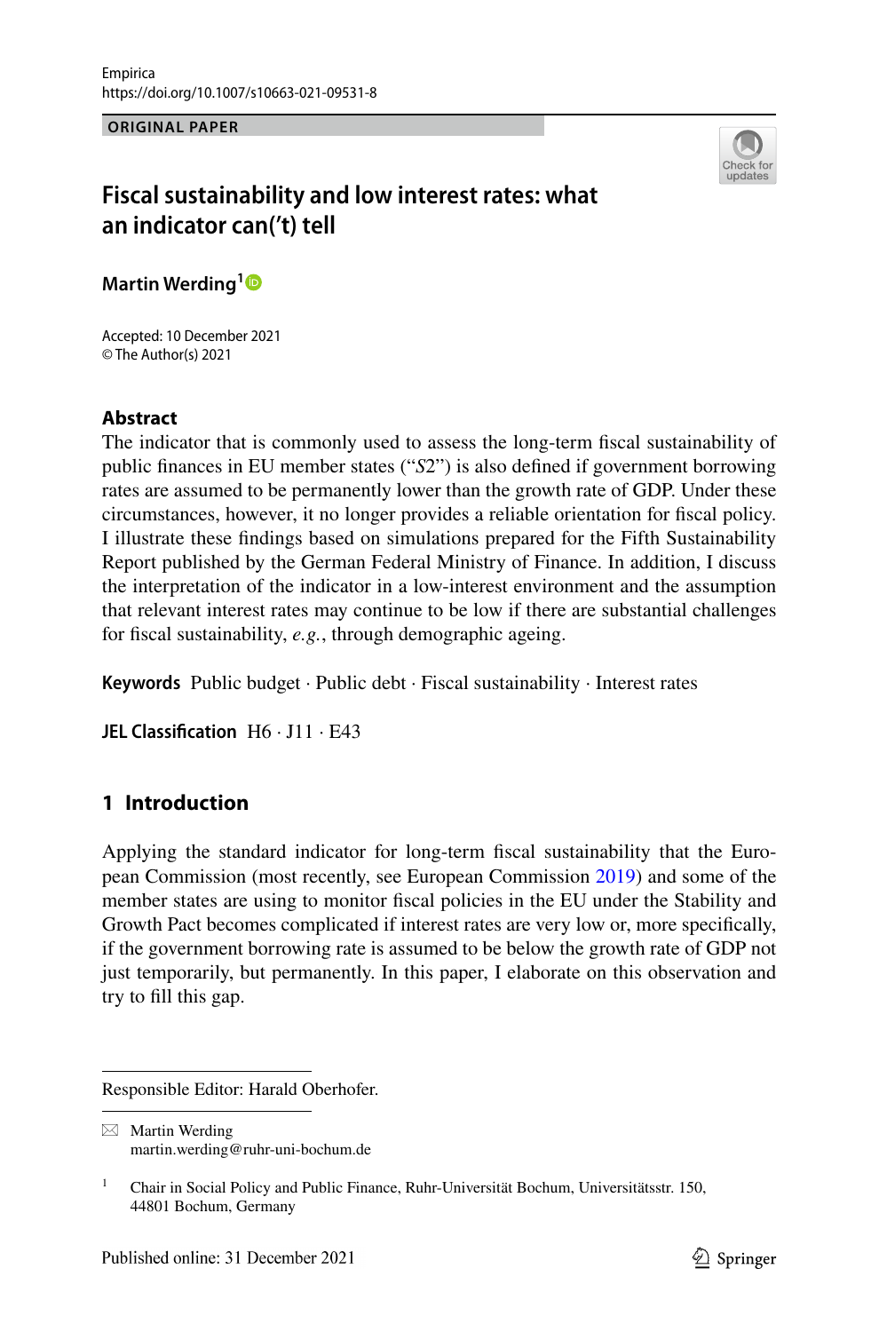ORIGINAL PAPER

# Fiscal sustainability and low interest rates: what an indicator can('t) tell

**Martin Werding**[1]

Accepted: 10 December 2021
© The Author(s) 2021

## Abstract

The indicator that is commonly used to assess the long-term fiscal sustainability of public finances in EU member states ("*S*2") is also defined if government borrowing rates are assumed to be permanently lower than the growth rate of GDP. Under these circumstances, however, it no longer provides a reliable orientation for fiscal policy. I illustrate these findings based on simulations prepared for the Fifth Sustainability Report published by the German Federal Ministry of Finance. In addition, I discuss the interpretation of the indicator in a low-interest environment and the assumption that relevant interest rates may continue to be low if there are substantial challenges for fiscal sustainability, *e.g.*, through demographic ageing.

**Keywords** Public budget · Public debt · Fiscal sustainability · Interest rates

**JEL Classification** H6 · J11 · E43

## 1 Introduction

Applying the standard indicator for long-term fiscal sustainability that the European Commission (most recently, see European Commission 2019) and some of the member states are using to monitor fiscal policies in the EU under the Stability and Growth Pact becomes complicated if interest rates are very low or, more specifically, if the government borrowing rate is assumed to be below the growth rate of GDP not just temporarily, but permanently. In this paper, I elaborate on this observation and try to fill this gap.

---

Responsible Editor: Harald Oberhofer.

✉ Martin Werding
martin.werding@ruhr-uni-bochum.de

[1] Chair in Social Policy and Public Finance, Ruhr-Universität Bochum, Universitätsstr. 150, 44801 Bochum, Germany

Published online: 31 December 2021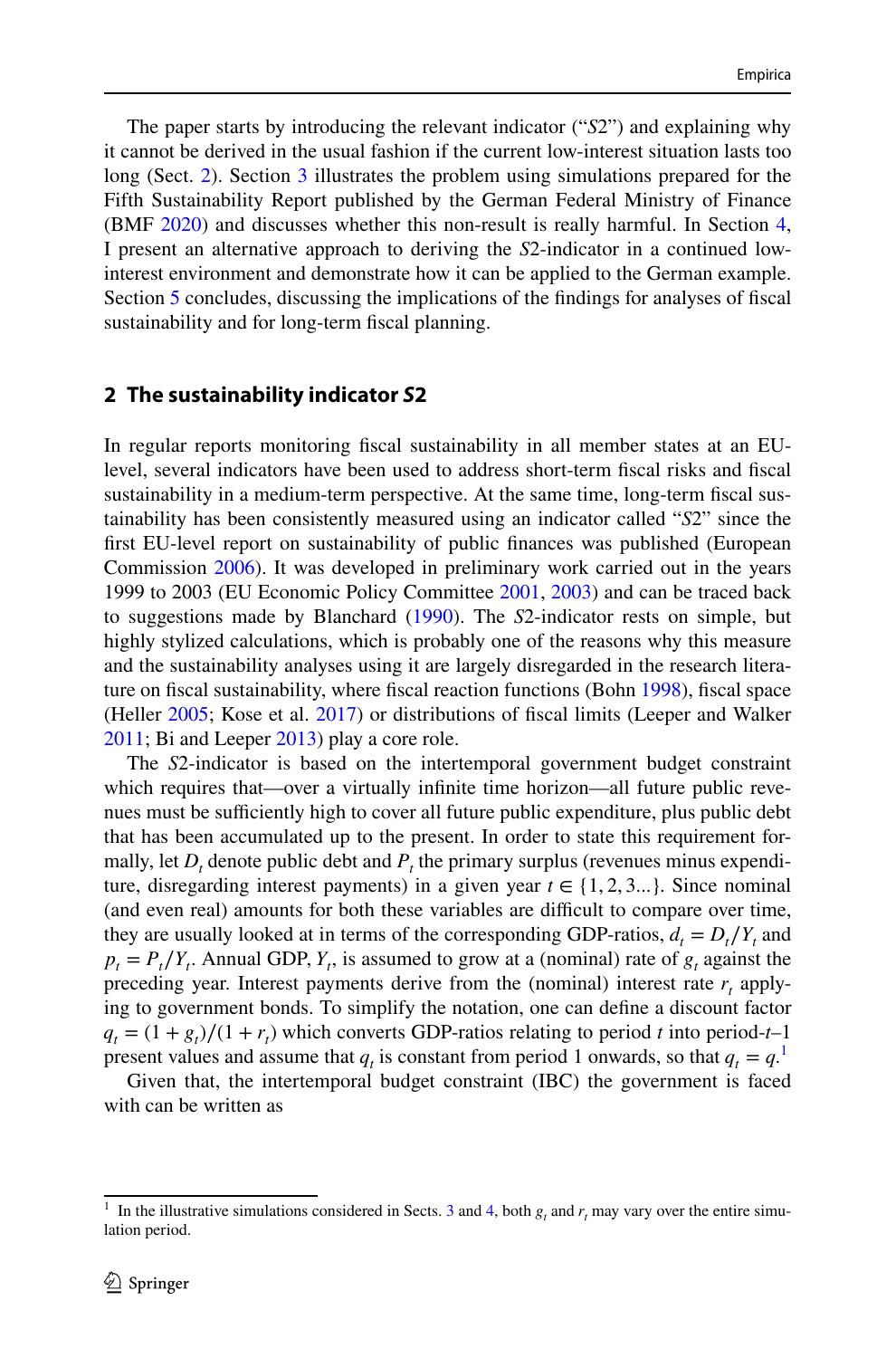The paper starts by introducing the relevant indicator ("*S*2") and explaining why it cannot be derived in the usual fashion if the current low-interest situation lasts too long (Sect. 2). Section 3 illustrates the problem using simulations prepared for the Fifth Sustainability Report published by the German Federal Ministry of Finance (BMF 2020) and discusses whether this non-result is really harmful. In Section 4, I present an alternative approach to deriving the *S*2-indicator in a continued low-interest environment and demonstrate how it can be applied to the German example. Section 5 concludes, discussing the implications of the findings for analyses of fiscal sustainability and for long-term fiscal planning.

## 2 The sustainability indicator *S*2

In regular reports monitoring fiscal sustainability in all member states at an EU-level, several indicators have been used to address short-term fiscal risks and fiscal sustainability in a medium-term perspective. At the same time, long-term fiscal sustainability has been consistently measured using an indicator called "*S*2" since the first EU-level report on sustainability of public finances was published (European Commission 2006). It was developed in preliminary work carried out in the years 1999 to 2003 (EU Economic Policy Committee 2001, 2003) and can be traced back to suggestions made by Blanchard (1990). The *S*2-indicator rests on simple, but highly stylized calculations, which is probably one of the reasons why this measure and the sustainability analyses using it are largely disregarded in the research literature on fiscal sustainability, where fiscal reaction functions (Bohn 1998), fiscal space (Heller 2005; Kose et al. 2017) or distributions of fiscal limits (Leeper and Walker 2011; Bi and Leeper 2013) play a core role.

The *S*2-indicator is based on the intertemporal government budget constraint which requires that—over a virtually infinite time horizon—all future public revenues must be sufficiently high to cover all future public expenditure, plus public debt that has been accumulated up to the present. In order to state this requirement formally, let $D_t$ denote public debt and $P_t$ the primary surplus (revenues minus expenditure, disregarding interest payments) in a given year $t \in \{1, 2, 3...\}$. Since nominal (and even real) amounts for both these variables are difficult to compare over time, they are usually looked at in terms of the corresponding GDP-ratios, $d_t = D_t/Y_t$ and $p_t = P_t/Y_t$. Annual GDP, $Y_t$, is assumed to grow at a (nominal) rate of $g_t$ against the preceding year. Interest payments derive from the (nominal) interest rate $r_t$ applying to government bonds. To simplify the notation, one can define a discount factor $q_t = (1 + g_t)/(1 + r_t)$ which converts GDP-ratios relating to period $t$ into period-$t$–1 present values and assume that $q_t$ is constant from period 1 onwards, so that $q_t = q$.[1]

Given that, the intertemporal budget constraint (IBC) the government is faced with can be written as

[1] In the illustrative simulations considered in Sects. 3 and 4, both $g_t$ and $r_t$ may vary over the entire simulation period.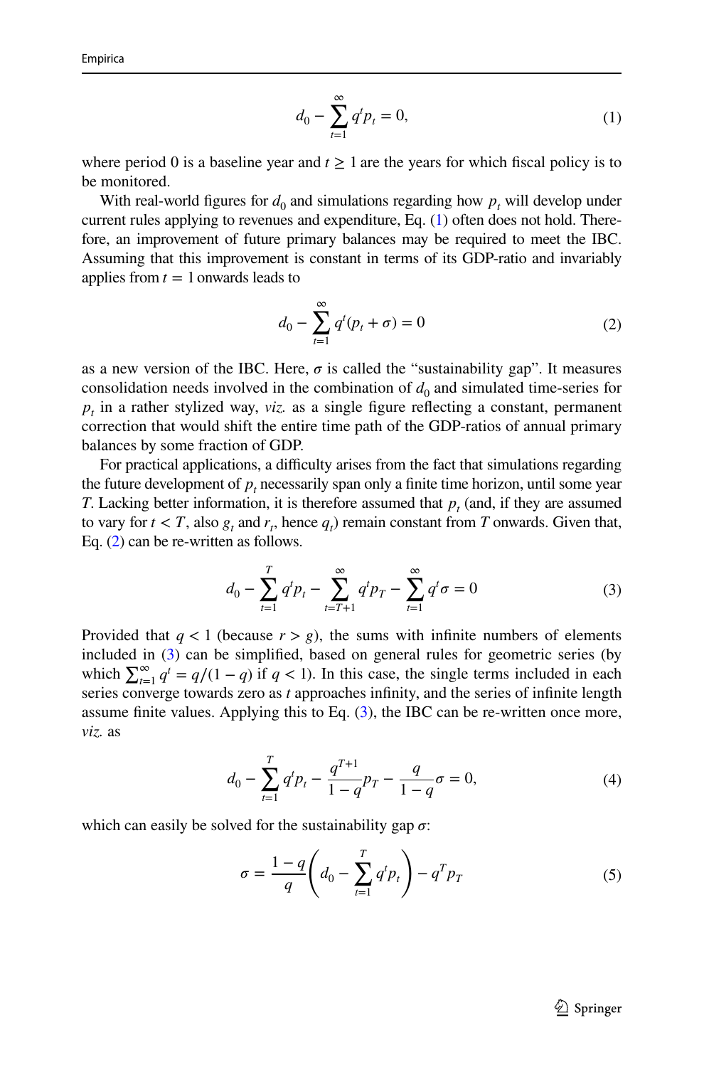$$d_0 - \sum_{t=1}^{\infty} q^t p_t = 0, \tag{1}$$

where period 0 is a baseline year and $t \geq 1$ are the years for which fiscal policy is to be monitored.

With real-world figures for $d_0$ and simulations regarding how $p_t$ will develop under current rules applying to revenues and expenditure, Eq. (1) often does not hold. Therefore, an improvement of future primary balances may be required to meet the IBC. Assuming that this improvement is constant in terms of its GDP-ratio and invariably applies from $t = 1$ onwards leads to

$$d_0 - \sum_{t=1}^{\infty} q^t (p_t + \sigma) = 0 \tag{2}$$

as a new version of the IBC. Here, $\sigma$ is called the "sustainability gap". It measures consolidation needs involved in the combination of $d_0$ and simulated time-series for $p_t$ in a rather stylized way, *viz.* as a single figure reflecting a constant, permanent correction that would shift the entire time path of the GDP-ratios of annual primary balances by some fraction of GDP.

For practical applications, a difficulty arises from the fact that simulations regarding the future development of $p_t$ necessarily span only a finite time horizon, until some year $T$. Lacking better information, it is therefore assumed that $p_t$ (and, if they are assumed to vary for $t < T$, also $g_t$ and $r_t$, hence $q_t$) remain constant from $T$ onwards. Given that, Eq. (2) can be re-written as follows.

$$d_0 - \sum_{t=1}^{T} q^t p_t - \sum_{t=T+1}^{\infty} q^t p_T - \sum_{t=1}^{\infty} q^t \sigma = 0 \tag{3}$$

Provided that $q < 1$ (because $r > g$), the sums with infinite numbers of elements included in (3) can be simplified, based on general rules for geometric series (by which $\sum_{t=1}^{\infty} q^t = q/(1-q)$ if $q < 1$). In this case, the single terms included in each series converge towards zero as $t$ approaches infinity, and the series of infinite length assume finite values. Applying this to Eq. (3), the IBC can be re-written once more, *viz.* as

$$d_0 - \sum_{t=1}^{T} q^t p_t - \frac{q^{T+1}}{1-q} p_T - \frac{q}{1-q} \sigma = 0, \tag{4}$$

which can easily be solved for the sustainability gap $\sigma$:

$$\sigma = \frac{1-q}{q} \left( d_0 - \sum_{t=1}^{T} q^t p_t \right) - q^T p_T \tag{5}$$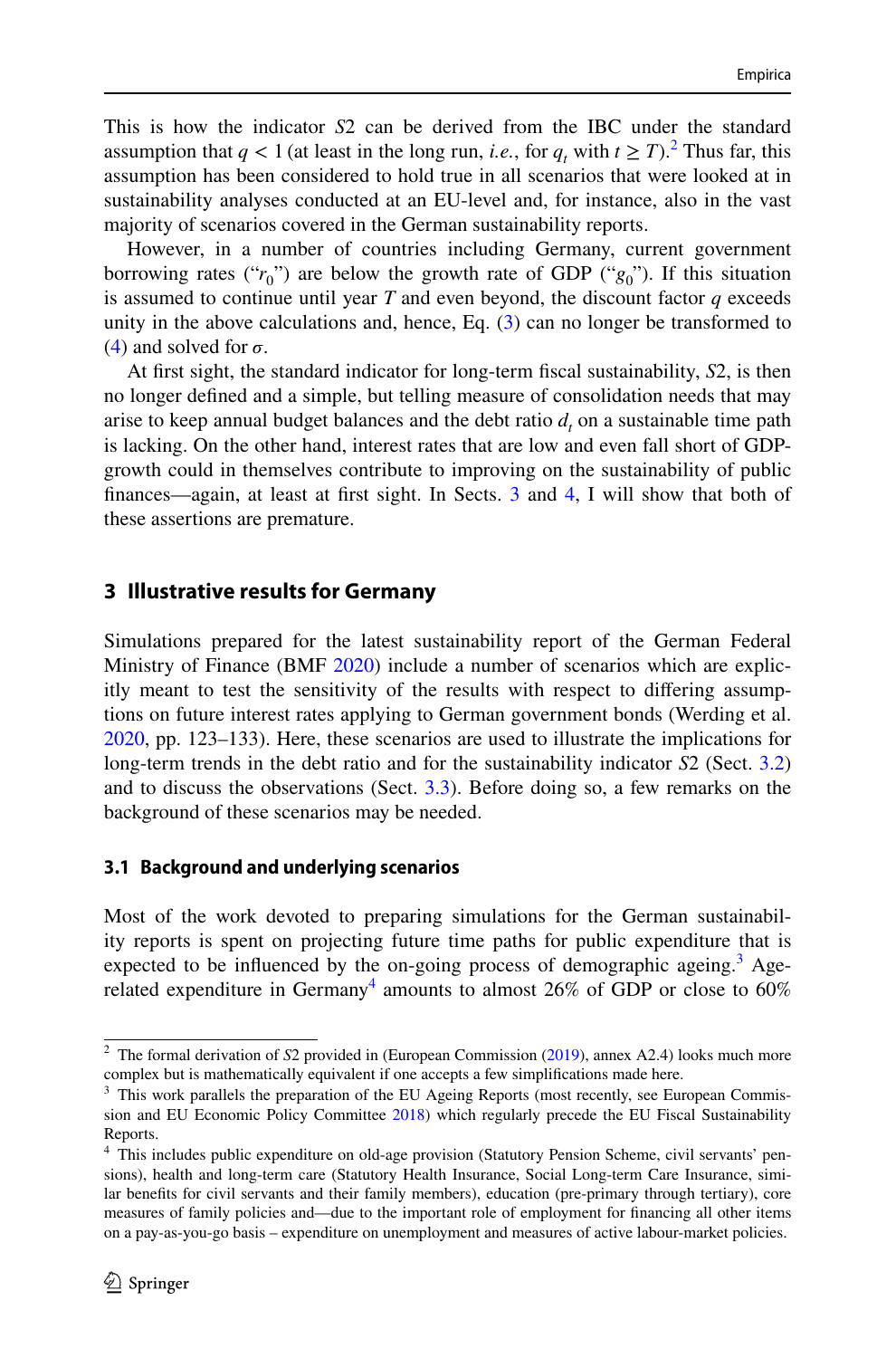This is how the indicator *S*2 can be derived from the IBC under the standard assumption that $q < 1$ (at least in the long run, *i.e.*, for $q_t$ with $t \geq T$).[2] Thus far, this assumption has been considered to hold true in all scenarios that were looked at in sustainability analyses conducted at an EU-level and, for instance, also in the vast majority of scenarios covered in the German sustainability reports.

However, in a number of countries including Germany, current government borrowing rates ("$r_0$") are below the growth rate of GDP ("$g_0$"). If this situation is assumed to continue until year $T$ and even beyond, the discount factor $q$ exceeds unity in the above calculations and, hence, Eq. (3) can no longer be transformed to (4) and solved for $\sigma$.

At first sight, the standard indicator for long-term fiscal sustainability, *S*2, is then no longer defined and a simple, but telling measure of consolidation needs that may arise to keep annual budget balances and the debt ratio $d_t$ on a sustainable time path is lacking. On the other hand, interest rates that are low and even fall short of GDP-growth could in themselves contribute to improving on the sustainability of public finances—again, at least at first sight. In Sects. 3 and 4, I will show that both of these assertions are premature.

## 3 Illustrative results for Germany

Simulations prepared for the latest sustainability report of the German Federal Ministry of Finance (BMF 2020) include a number of scenarios which are explicitly meant to test the sensitivity of the results with respect to differing assumptions on future interest rates applying to German government bonds (Werding et al. 2020, pp. 123–133). Here, these scenarios are used to illustrate the implications for long-term trends in the debt ratio and for the sustainability indicator *S*2 (Sect. 3.2) and to discuss the observations (Sect. 3.3). Before doing so, a few remarks on the background of these scenarios may be needed.

### 3.1 Background and underlying scenarios

Most of the work devoted to preparing simulations for the German sustainability reports is spent on projecting future time paths for public expenditure that is expected to be influenced by the on-going process of demographic ageing.[3] Age-related expenditure in Germany[4] amounts to almost 26% of GDP or close to 60%

---

[2] The formal derivation of *S*2 provided in (European Commission (2019), annex A2.4) looks much more complex but is mathematically equivalent if one accepts a few simplifications made here.

[3] This work parallels the preparation of the EU Ageing Reports (most recently, see European Commission and EU Economic Policy Committee 2018) which regularly precede the EU Fiscal Sustainability Reports.

[4] This includes public expenditure on old-age provision (Statutory Pension Scheme, civil servants' pensions), health and long-term care (Statutory Health Insurance, Social Long-term Care Insurance, similar benefits for civil servants and their family members), education (pre-primary through tertiary), core measures of family policies and—due to the important role of employment for financing all other items on a pay-as-you-go basis – expenditure on unemployment and measures of active labour-market policies.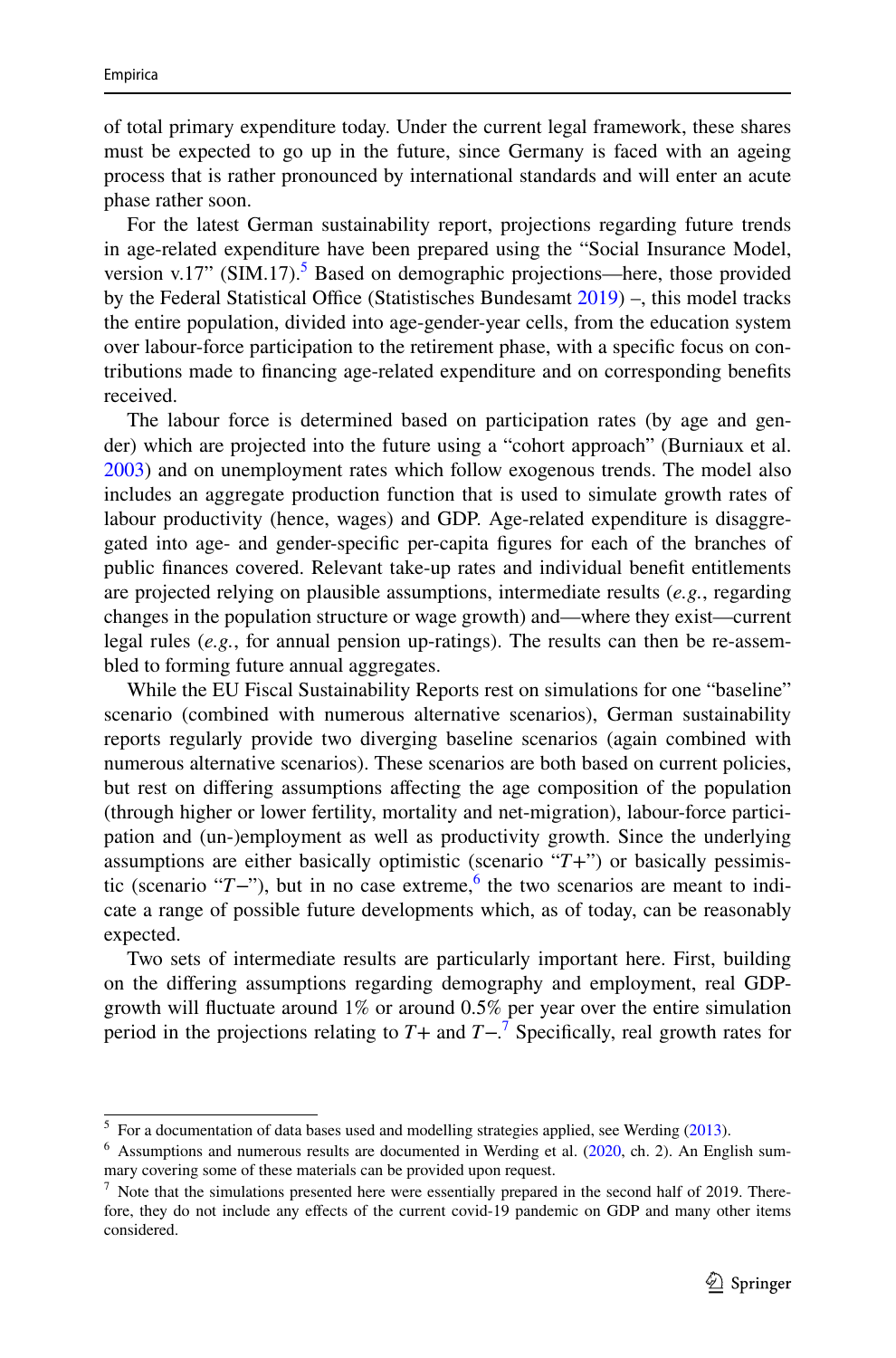of total primary expenditure today. Under the current legal framework, these shares must be expected to go up in the future, since Germany is faced with an ageing process that is rather pronounced by international standards and will enter an acute phase rather soon.

For the latest German sustainability report, projections regarding future trends in age-related expenditure have been prepared using the "Social Insurance Model, version v.17" (SIM.17).[5] Based on demographic projections—here, those provided by the Federal Statistical Office (Statistisches Bundesamt 2019) –, this model tracks the entire population, divided into age-gender-year cells, from the education system over labour-force participation to the retirement phase, with a specific focus on contributions made to financing age-related expenditure and on corresponding benefits received.

The labour force is determined based on participation rates (by age and gender) which are projected into the future using a "cohort approach" (Burniaux et al. 2003) and on unemployment rates which follow exogenous trends. The model also includes an aggregate production function that is used to simulate growth rates of labour productivity (hence, wages) and GDP. Age-related expenditure is disaggregated into age- and gender-specific per-capita figures for each of the branches of public finances covered. Relevant take-up rates and individual benefit entitlements are projected relying on plausible assumptions, intermediate results (*e.g.*, regarding changes in the population structure or wage growth) and—where they exist—current legal rules (*e.g.*, for annual pension up-ratings). The results can then be re-assembled to forming future annual aggregates.

While the EU Fiscal Sustainability Reports rest on simulations for one "baseline" scenario (combined with numerous alternative scenarios), German sustainability reports regularly provide two diverging baseline scenarios (again combined with numerous alternative scenarios). These scenarios are both based on current policies, but rest on differing assumptions affecting the age composition of the population (through higher or lower fertility, mortality and net-migration), labour-force participation and (un-)employment as well as productivity growth. Since the underlying assumptions are either basically optimistic (scenario "$T+$") or basically pessimistic (scenario "$T-$"), but in no case extreme,[6] the two scenarios are meant to indicate a range of possible future developments which, as of today, can be reasonably expected.

Two sets of intermediate results are particularly important here. First, building on the differing assumptions regarding demography and employment, real GDP-growth will fluctuate around 1% or around 0.5% per year over the entire simulation period in the projections relating to $T+$ and $T-$.[7] Specifically, real growth rates for

---

[5] For a documentation of data bases used and modelling strategies applied, see Werding (2013).

[6] Assumptions and numerous results are documented in Werding et al. (2020, ch. 2). An English summary covering some of these materials can be provided upon request.

[7] Note that the simulations presented here were essentially prepared in the second half of 2019. Therefore, they do not include any effects of the current covid-19 pandemic on GDP and many other items considered.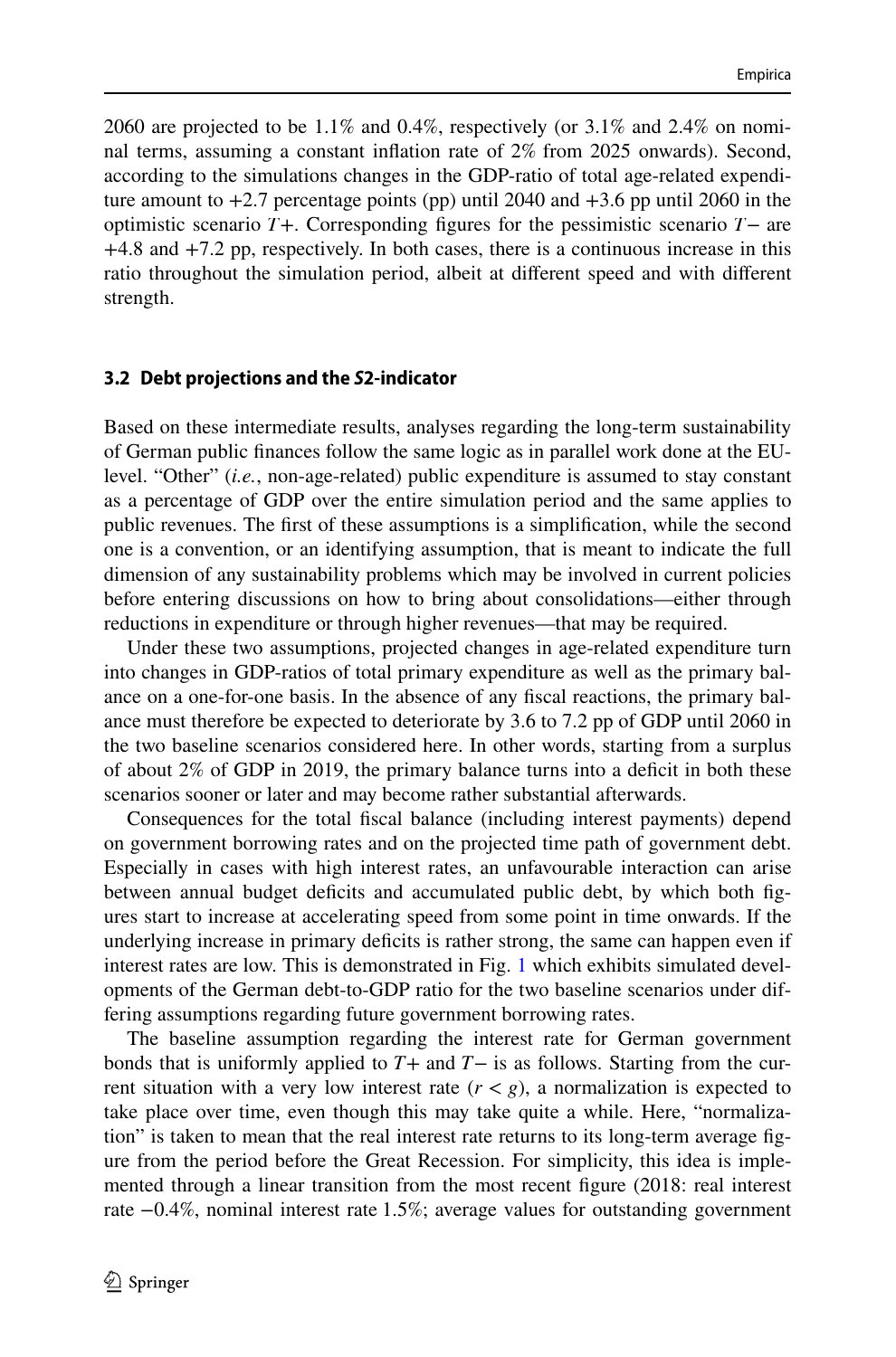2060 are projected to be 1.1% and 0.4%, respectively (or 3.1% and 2.4% on nominal terms, assuming a constant inflation rate of 2% from 2025 onwards). Second, according to the simulations changes in the GDP-ratio of total age-related expenditure amount to +2.7 percentage points (pp) until 2040 and +3.6 pp until 2060 in the optimistic scenario $T+$. Corresponding figures for the pessimistic scenario $T-$ are +4.8 and +7.2 pp, respectively. In both cases, there is a continuous increase in this ratio throughout the simulation period, albeit at different speed and with different strength.

### 3.2 Debt projections and the *S*2-indicator

Based on these intermediate results, analyses regarding the long-term sustainability of German public finances follow the same logic as in parallel work done at the EU-level. "Other" (*i.e.*, non-age-related) public expenditure is assumed to stay constant as a percentage of GDP over the entire simulation period and the same applies to public revenues. The first of these assumptions is a simplification, while the second one is a convention, or an identifying assumption, that is meant to indicate the full dimension of any sustainability problems which may be involved in current policies before entering discussions on how to bring about consolidations—either through reductions in expenditure or through higher revenues—that may be required.

Under these two assumptions, projected changes in age-related expenditure turn into changes in GDP-ratios of total primary expenditure as well as the primary balance on a one-for-one basis. In the absence of any fiscal reactions, the primary balance must therefore be expected to deteriorate by 3.6 to 7.2 pp of GDP until 2060 in the two baseline scenarios considered here. In other words, starting from a surplus of about 2% of GDP in 2019, the primary balance turns into a deficit in both these scenarios sooner or later and may become rather substantial afterwards.

Consequences for the total fiscal balance (including interest payments) depend on government borrowing rates and on the projected time path of government debt. Especially in cases with high interest rates, an unfavourable interaction can arise between annual budget deficits and accumulated public debt, by which both figures start to increase at accelerating speed from some point in time onwards. If the underlying increase in primary deficits is rather strong, the same can happen even if interest rates are low. This is demonstrated in Fig. 1 which exhibits simulated developments of the German debt-to-GDP ratio for the two baseline scenarios under differing assumptions regarding future government borrowing rates.

The baseline assumption regarding the interest rate for German government bonds that is uniformly applied to $T+$ and $T-$ is as follows. Starting from the current situation with a very low interest rate ($r < g$), a normalization is expected to take place over time, even though this may take quite a while. Here, "normalization" is taken to mean that the real interest rate returns to its long-term average figure from the period before the Great Recession. For simplicity, this idea is implemented through a linear transition from the most recent figure (2018: real interest rate −0.4%, nominal interest rate 1.5%; average values for outstanding government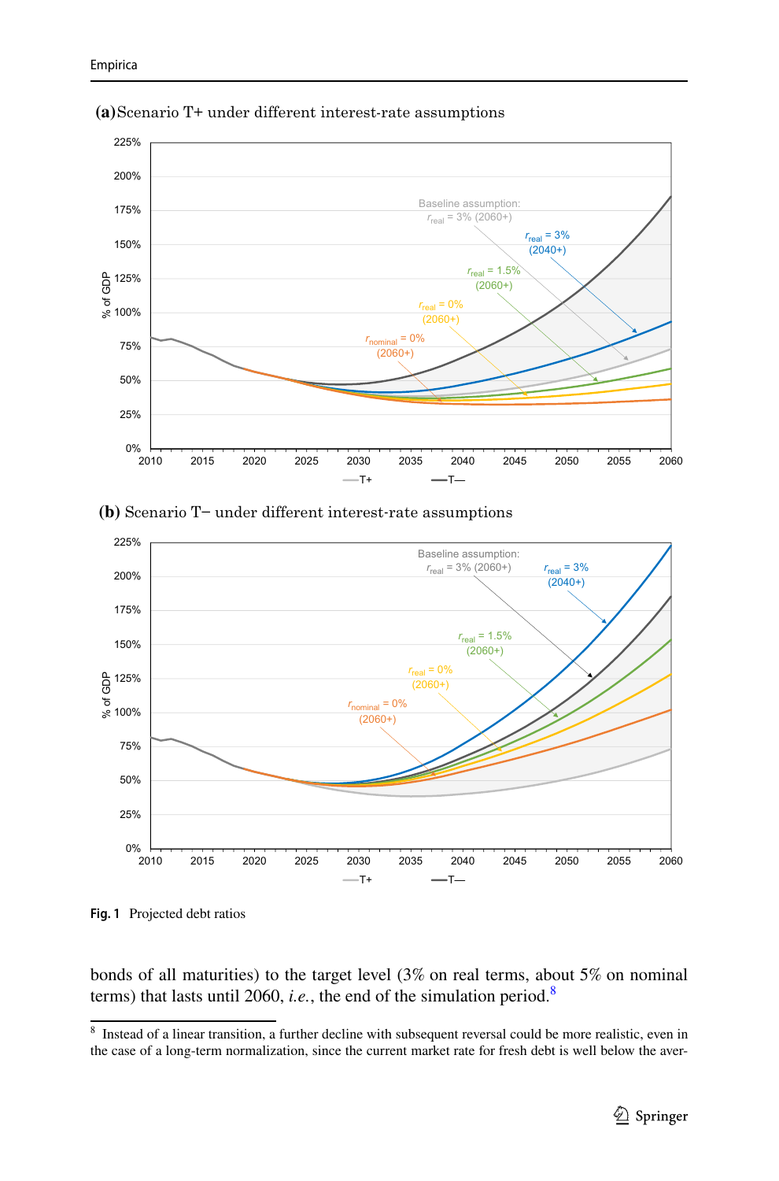**(a)** Scenario T+ under different interest-rate assumptions

**(b)** Scenario T− under different interest-rate assumptions

**Fig. 1** Projected debt ratios

bonds of all maturities) to the target level (3% on real terms, about 5% on nominal terms) that lasts until 2060, *i.e.*, the end of the simulation period.[8]

[8] Instead of a linear transition, a further decline with subsequent reversal could be more realistic, even in the case of a long-term normalization, since the current market rate for fresh debt is well below the aver-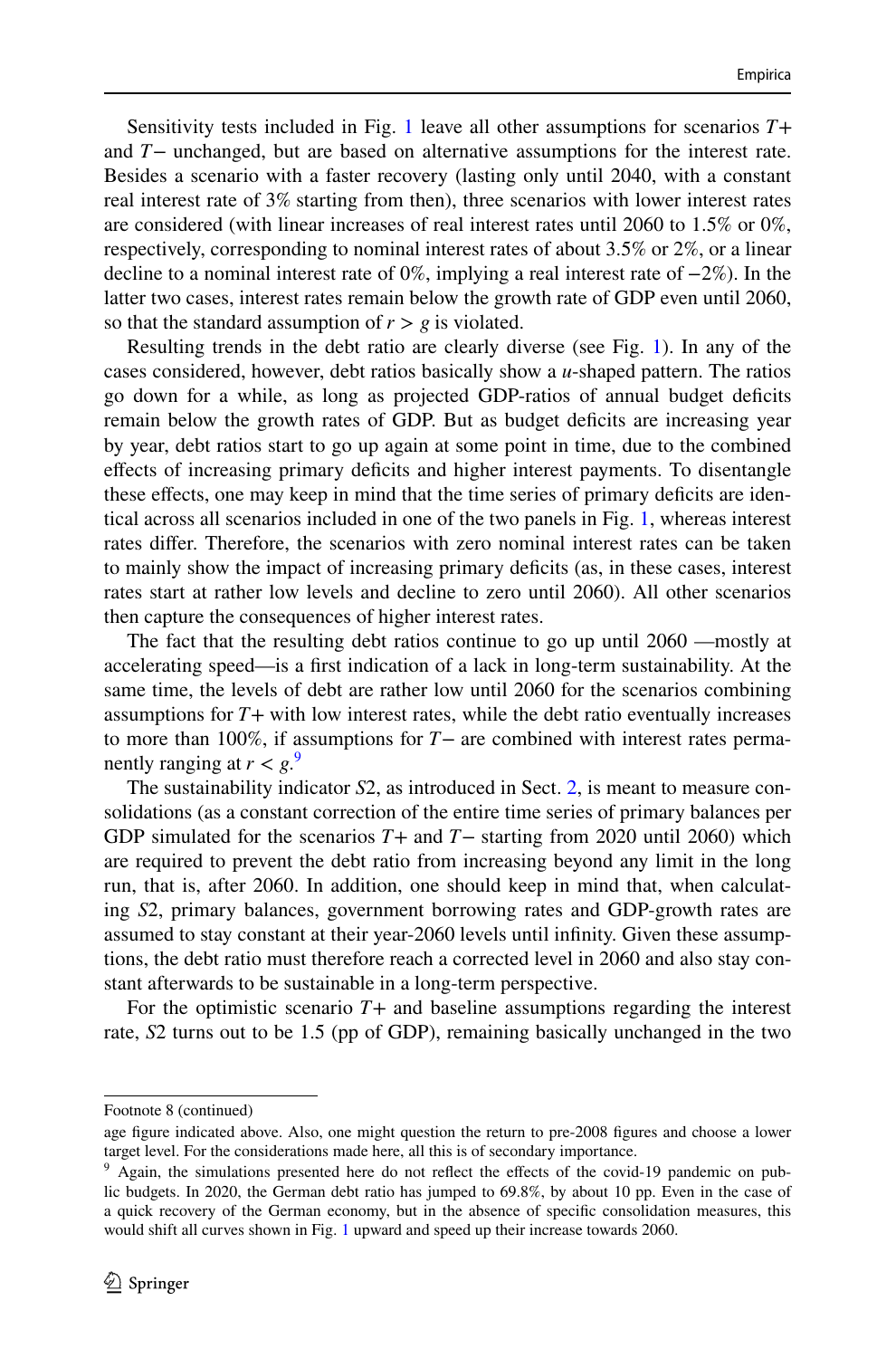Sensitivity tests included in Fig. 1 leave all other assumptions for scenarios $T+$ and $T-$ unchanged, but are based on alternative assumptions for the interest rate. Besides a scenario with a faster recovery (lasting only until 2040, with a constant real interest rate of 3% starting from then), three scenarios with lower interest rates are considered (with linear increases of real interest rates until 2060 to 1.5% or 0%, respectively, corresponding to nominal interest rates of about 3.5% or 2%, or a linear decline to a nominal interest rate of 0%, implying a real interest rate of −2%). In the latter two cases, interest rates remain below the growth rate of GDP even until 2060, so that the standard assumption of $r > g$ is violated.

Resulting trends in the debt ratio are clearly diverse (see Fig. 1). In any of the cases considered, however, debt ratios basically show a *u*-shaped pattern. The ratios go down for a while, as long as projected GDP-ratios of annual budget deficits remain below the growth rates of GDP. But as budget deficits are increasing year by year, debt ratios start to go up again at some point in time, due to the combined effects of increasing primary deficits and higher interest payments. To disentangle these effects, one may keep in mind that the time series of primary deficits are identical across all scenarios included in one of the two panels in Fig. 1, whereas interest rates differ. Therefore, the scenarios with zero nominal interest rates can be taken to mainly show the impact of increasing primary deficits (as, in these cases, interest rates start at rather low levels and decline to zero until 2060). All other scenarios then capture the consequences of higher interest rates.

The fact that the resulting debt ratios continue to go up until 2060 —mostly at accelerating speed—is a first indication of a lack in long-term sustainability. At the same time, the levels of debt are rather low until 2060 for the scenarios combining assumptions for $T+$ with low interest rates, while the debt ratio eventually increases to more than 100%, if assumptions for $T-$ are combined with interest rates permanently ranging at $r < g$.[9]

The sustainability indicator *S*2, as introduced in Sect. 2, is meant to measure consolidations (as a constant correction of the entire time series of primary balances per GDP simulated for the scenarios $T+$ and $T-$ starting from 2020 until 2060) which are required to prevent the debt ratio from increasing beyond any limit in the long run, that is, after 2060. In addition, one should keep in mind that, when calculating *S*2, primary balances, government borrowing rates and GDP-growth rates are assumed to stay constant at their year-2060 levels until infinity. Given these assumptions, the debt ratio must therefore reach a corrected level in 2060 and also stay constant afterwards to be sustainable in a long-term perspective.

For the optimistic scenario $T+$ and baseline assumptions regarding the interest rate, *S*2 turns out to be 1.5 (pp of GDP), remaining basically unchanged in the two

---

Footnote 8 (continued)

age figure indicated above. Also, one might question the return to pre-2008 figures and choose a lower target level. For the considerations made here, all this is of secondary importance.

[9] Again, the simulations presented here do not reflect the effects of the covid-19 pandemic on public budgets. In 2020, the German debt ratio has jumped to 69.8%, by about 10 pp. Even in the case of a quick recovery of the German economy, but in the absence of specific consolidation measures, this would shift all curves shown in Fig. 1 upward and speed up their increase towards 2060.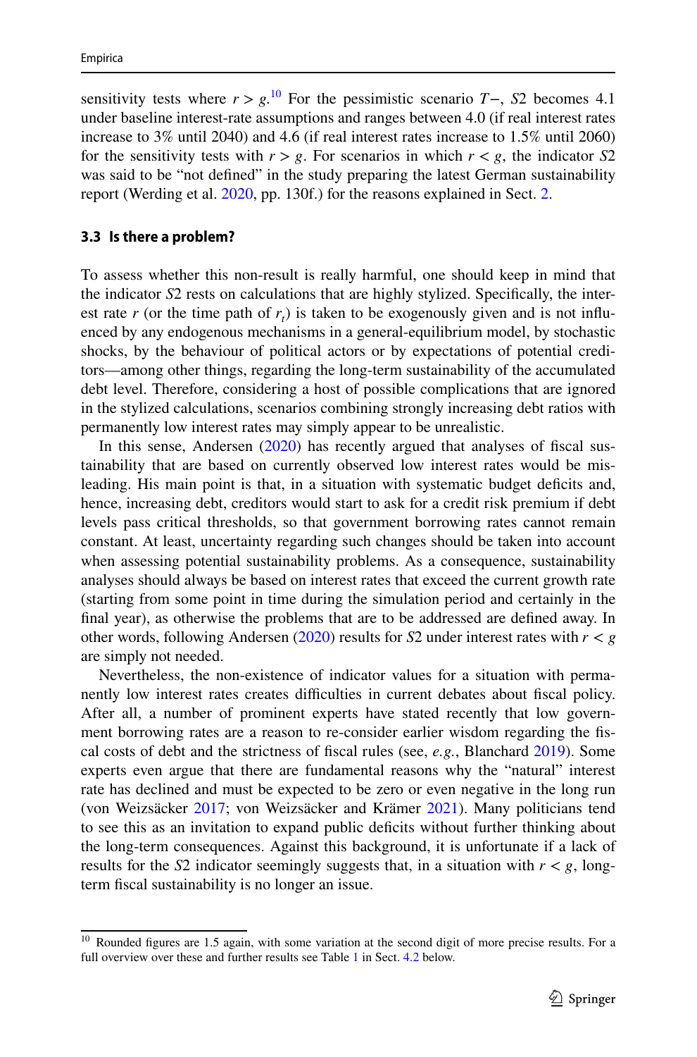sensitivity tests where $r > g$.[10] For the pessimistic scenario $T-$, $S2$ becomes 4.1 under baseline interest-rate assumptions and ranges between 4.0 (if real interest rates increase to 3% until 2040) and 4.6 (if real interest rates increase to 1.5% until 2060) for the sensitivity tests with $r > g$. For scenarios in which $r < g$, the indicator $S2$ was said to be "not defined" in the study preparing the latest German sustainability report (Werding et al. 2020, pp. 130f.) for the reasons explained in Sect. 2.

### 3.3 Is there a problem?

To assess whether this non-result is really harmful, one should keep in mind that the indicator $S2$ rests on calculations that are highly stylized. Specifically, the interest rate $r$ (or the time path of $r_t$) is taken to be exogenously given and is not influenced by any endogenous mechanisms in a general-equilibrium model, by stochastic shocks, by the behaviour of political actors or by expectations of potential creditors—among other things, regarding the long-term sustainability of the accumulated debt level. Therefore, considering a host of possible complications that are ignored in the stylized calculations, scenarios combining strongly increasing debt ratios with permanently low interest rates may simply appear to be unrealistic.

In this sense, Andersen (2020) has recently argued that analyses of fiscal sustainability that are based on currently observed low interest rates would be misleading. His main point is that, in a situation with systematic budget deficits and, hence, increasing debt, creditors would start to ask for a credit risk premium if debt levels pass critical thresholds, so that government borrowing rates cannot remain constant. At least, uncertainty regarding such changes should be taken into account when assessing potential sustainability problems. As a consequence, sustainability analyses should always be based on interest rates that exceed the current growth rate (starting from some point in time during the simulation period and certainly in the final year), as otherwise the problems that are to be addressed are defined away. In other words, following Andersen (2020) results for $S2$ under interest rates with $r < g$ are simply not needed.

Nevertheless, the non-existence of indicator values for a situation with permanently low interest rates creates difficulties in current debates about fiscal policy. After all, a number of prominent experts have stated recently that low government borrowing rates are a reason to re-consider earlier wisdom regarding the fiscal costs of debt and the strictness of fiscal rules (see, *e.g.*, Blanchard 2019). Some experts even argue that there are fundamental reasons why the "natural" interest rate has declined and must be expected to be zero or even negative in the long run (von Weizsäcker 2017; von Weizsäcker and Krämer 2021). Many politicians tend to see this as an invitation to expand public deficits without further thinking about the long-term consequences. Against this background, it is unfortunate if a lack of results for the $S2$ indicator seemingly suggests that, in a situation with $r < g$, long-term fiscal sustainability is no longer an issue.

[10] Rounded figures are 1.5 again, with some variation at the second digit of more precise results. For a full overview over these and further results see Table 1 in Sect. 4.2 below.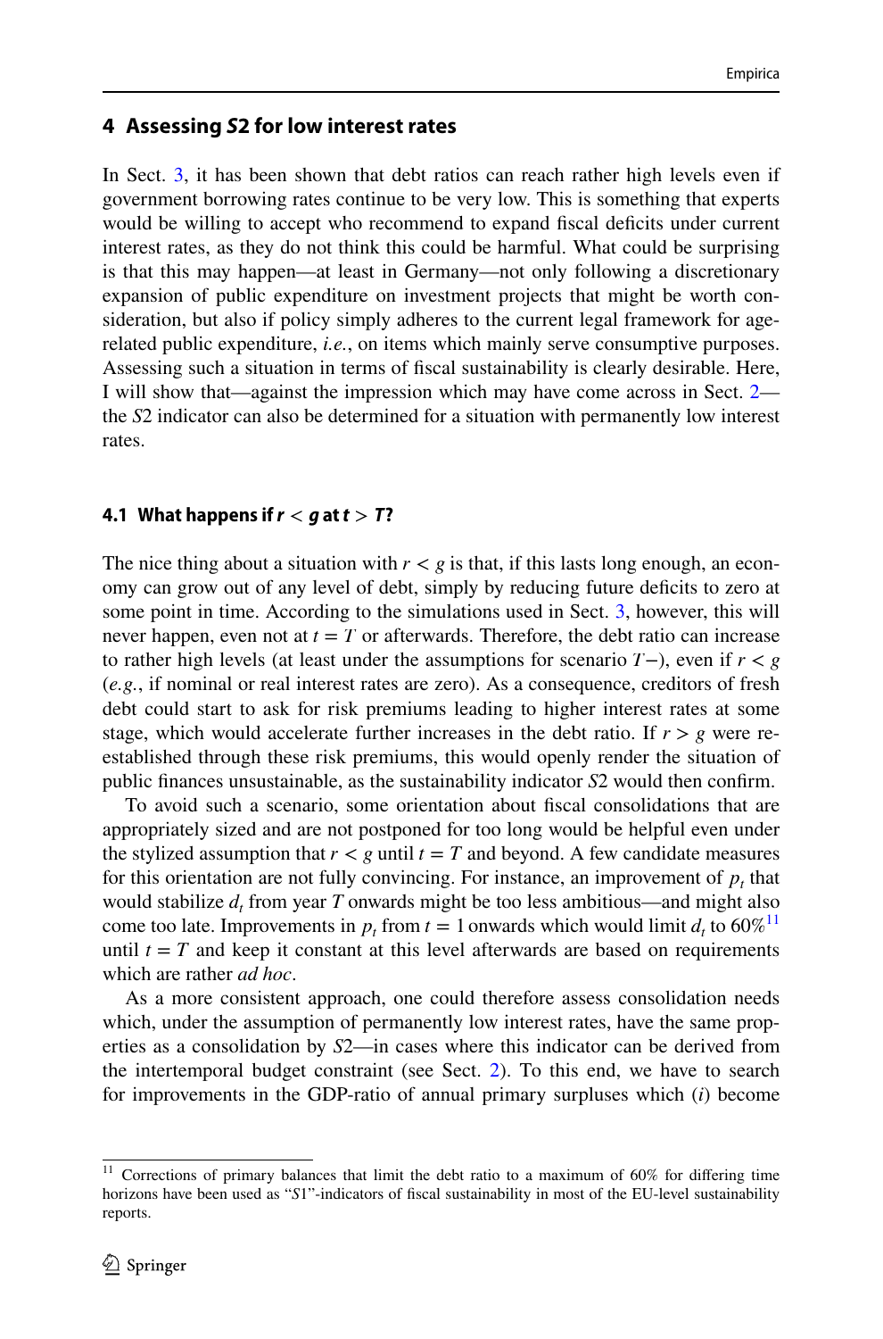## 4 Assessing *S*2 for low interest rates

In Sect. 3, it has been shown that debt ratios can reach rather high levels even if government borrowing rates continue to be very low. This is something that experts would be willing to accept who recommend to expand fiscal deficits under current interest rates, as they do not think this could be harmful. What could be surprising is that this may happen—at least in Germany—not only following a discretionary expansion of public expenditure on investment projects that might be worth consideration, but also if policy simply adheres to the current legal framework for age-related public expenditure, *i.e.*, on items which mainly serve consumptive purposes. Assessing such a situation in terms of fiscal sustainability is clearly desirable. Here, I will show that—against the impression which may have come across in Sect. 2—the *S*2 indicator can also be determined for a situation with permanently low interest rates.

### 4.1 What happens if $r < g$ at $t > T$?

The nice thing about a situation with $r < g$ is that, if this lasts long enough, an economy can grow out of any level of debt, simply by reducing future deficits to zero at some point in time. According to the simulations used in Sect. 3, however, this will never happen, even not at $t = T$ or afterwards. Therefore, the debt ratio can increase to rather high levels (at least under the assumptions for scenario $T-$), even if $r < g$ (*e.g.*, if nominal or real interest rates are zero). As a consequence, creditors of fresh debt could start to ask for risk premiums leading to higher interest rates at some stage, which would accelerate further increases in the debt ratio. If $r > g$ were re-established through these risk premiums, this would openly render the situation of public finances unsustainable, as the sustainability indicator *S*2 would then confirm.

To avoid such a scenario, some orientation about fiscal consolidations that are appropriately sized and are not postponed for too long would be helpful even under the stylized assumption that $r < g$ until $t = T$ and beyond. A few candidate measures for this orientation are not fully convincing. For instance, an improvement of $p_t$ that would stabilize $d_t$ from year $T$ onwards might be too less ambitious—and might also come too late. Improvements in $p_t$ from $t = 1$ onwards which would limit $d_t$ to 60%[11] until $t = T$ and keep it constant at this level afterwards are based on requirements which are rather *ad hoc*.

As a more consistent approach, one could therefore assess consolidation needs which, under the assumption of permanently low interest rates, have the same properties as a consolidation by *S*2—in cases where this indicator can be derived from the intertemporal budget constraint (see Sect. 2). To this end, we have to search for improvements in the GDP-ratio of annual primary surpluses which (*i*) become

[11] Corrections of primary balances that limit the debt ratio to a maximum of 60% for differing time horizons have been used as "*S*1"-indicators of fiscal sustainability in most of the EU-level sustainability reports.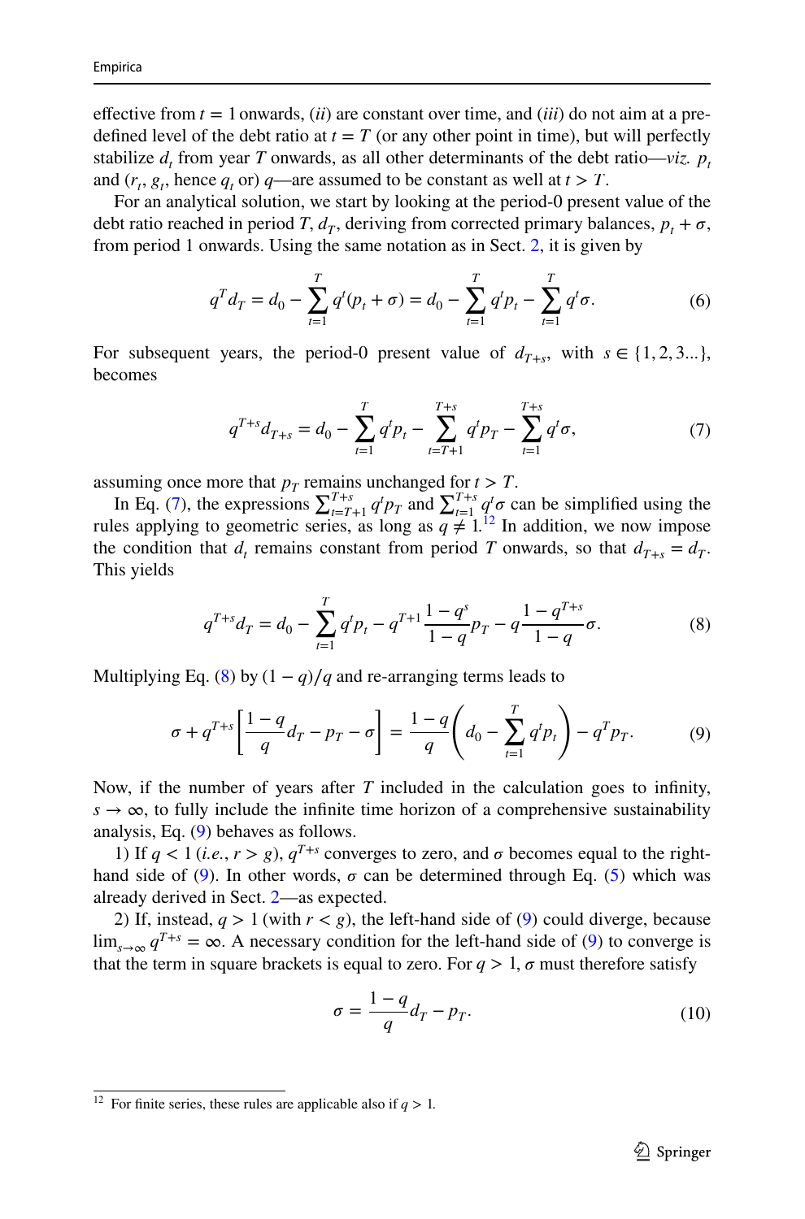effective from $t = 1$ onwards, (*ii*) are constant over time, and (*iii*) do not aim at a pre-defined level of the debt ratio at $t = T$ (or any other point in time), but will perfectly stabilize $d_t$ from year $T$ onwards, as all other determinants of the debt ratio—*viz.* $p_t$ and ($r_t$, $g_t$, hence $q_t$ or) $q$—are assumed to be constant as well at $t > T$.

For an analytical solution, we start by looking at the period-0 present value of the debt ratio reached in period $T$, $d_T$, deriving from corrected primary balances, $p_t + \sigma$, from period 1 onwards. Using the same notation as in Sect. 2, it is given by

$$q^T d_T = d_0 - \sum_{t=1}^{T} q^t (p_t + \sigma) = d_0 - \sum_{t=1}^{T} q^t p_t - \sum_{t=1}^{T} q^t \sigma. \tag{6}$$

For subsequent years, the period-0 present value of $d_{T+s}$, with $s \in \{1, 2, 3...\}$, becomes

$$q^{T+s} d_{T+s} = d_0 - \sum_{t=1}^{T} q^t p_t - \sum_{t=T+1}^{T+s} q^t p_T - \sum_{t=1}^{T+s} q^t \sigma, \tag{7}$$

assuming once more that $p_T$ remains unchanged for $t > T$.

In Eq. (7), the expressions $\sum_{t=T+1}^{T+s} q^t p_T$ and $\sum_{t=1}^{T+s} q^t \sigma$ can be simplified using the rules applying to geometric series, as long as $q \neq 1$.[12] In addition, we now impose the condition that $d_t$ remains constant from period $T$ onwards, so that $d_{T+s} = d_T$. This yields

$$q^{T+s} d_T = d_0 - \sum_{t=1}^{T} q^t p_t - q^{T+1} \frac{1 - q^s}{1 - q} p_T - q \frac{1 - q^{T+s}}{1 - q} \sigma. \tag{8}$$

Multiplying Eq. (8) by $(1 - q)/q$ and re-arranging terms leads to

$$\sigma + q^{T+s} \left[ \frac{1 - q}{q} d_T - p_T - \sigma \right] = \frac{1 - q}{q} \left( d_0 - \sum_{t=1}^{T} q^t p_t \right) - q^T p_T. \tag{9}$$

Now, if the number of years after $T$ included in the calculation goes to infinity, $s \to \infty$, to fully include the infinite time horizon of a comprehensive sustainability analysis, Eq. (9) behaves as follows.

1) If $q < 1$ (*i.e.*, $r > g$), $q^{T+s}$ converges to zero, and $\sigma$ becomes equal to the right-hand side of (9). In other words, $\sigma$ can be determined through Eq. (5) which was already derived in Sect. 2—as expected.

2) If, instead, $q > 1$ (with $r < g$), the left-hand side of (9) could diverge, because $\lim_{s \to \infty} q^{T+s} = \infty$. A necessary condition for the left-hand side of (9) to converge is that the term in square brackets is equal to zero. For $q > 1$, $\sigma$ must therefore satisfy

$$\sigma = \frac{1 - q}{q} d_T - p_T. \tag{10}$$

[12] For finite series, these rules are applicable also if $q > 1$.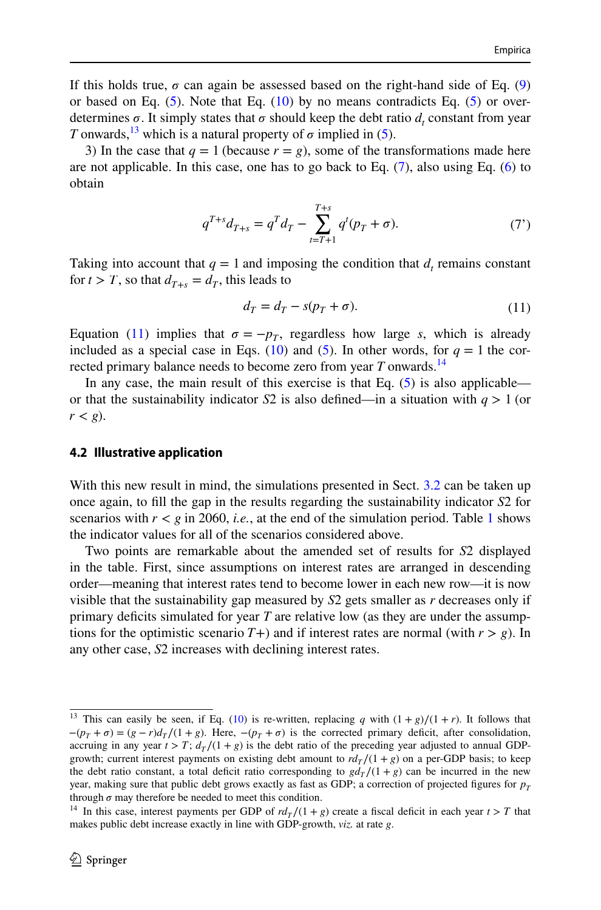If this holds true, $\sigma$ can again be assessed based on the right-hand side of Eq. (9) or based on Eq. (5). Note that Eq. (10) by no means contradicts Eq. (5) or over-determines $\sigma$. It simply states that $\sigma$ should keep the debt ratio $d_t$ constant from year $T$ onwards,[13] which is a natural property of $\sigma$ implied in (5).

3) In the case that $q = 1$ (because $r = g$), some of the transformations made here are not applicable. In this case, one has to go back to Eq. (7), also using Eq. (6) to obtain

$$q^{T+s} d_{T+s} = q^T d_T - \sum_{t=T+1}^{T+s} q^t (p_T + \sigma). \tag{7'}$$

Taking into account that $q = 1$ and imposing the condition that $d_t$ remains constant for $t > T$, so that $d_{T+s} = d_T$, this leads to

$$d_T = d_T - s(p_T + \sigma). \tag{11}$$

Equation (11) implies that $\sigma = -p_T$, regardless how large $s$, which is already included as a special case in Eqs. (10) and (5). In other words, for $q = 1$ the corrected primary balance needs to become zero from year $T$ onwards.[14]

In any case, the main result of this exercise is that Eq. (5) is also applicable—or that the sustainability indicator $S2$ is also defined—in a situation with $q > 1$ (or $r < g$).

### 4.2 Illustrative application

With this new result in mind, the simulations presented in Sect. 3.2 can be taken up once again, to fill the gap in the results regarding the sustainability indicator $S2$ for scenarios with $r < g$ in 2060, *i.e.*, at the end of the simulation period. Table 1 shows the indicator values for all of the scenarios considered above.

Two points are remarkable about the amended set of results for $S2$ displayed in the table. First, since assumptions on interest rates are arranged in descending order—meaning that interest rates tend to become lower in each new row—it is now visible that the sustainability gap measured by $S2$ gets smaller as $r$ decreases only if primary deficits simulated for year $T$ are relative low (as they are under the assumptions for the optimistic scenario $T$+) and if interest rates are normal (with $r > g$). In any other case, $S2$ increases with declining interest rates.

---

[13] This can easily be seen, if Eq. (10) is re-written, replacing $q$ with $(1 + g)/(1 + r)$. It follows that $-(p_T + \sigma) = (g - r)d_T/(1 + g)$. Here, $-(p_T + \sigma)$ is the corrected primary deficit, after consolidation, accruing in any year $t > T$; $d_T/(1 + g)$ is the debt ratio of the preceding year adjusted to annual GDP-growth; current interest payments on existing debt amount to $rd_T/(1 + g)$ on a per-GDP basis; to keep the debt ratio constant, a total deficit ratio corresponding to $gd_T/(1 + g)$ can be incurred in the new year, making sure that public debt grows exactly as fast as GDP; a correction of projected figures for $p_T$ through $\sigma$ may therefore be needed to meet this condition.

[14] In this case, interest payments per GDP of $rd_T/(1 + g)$ create a fiscal deficit in each year $t > T$ that makes public debt increase exactly in line with GDP-growth, *viz.* at rate $g$.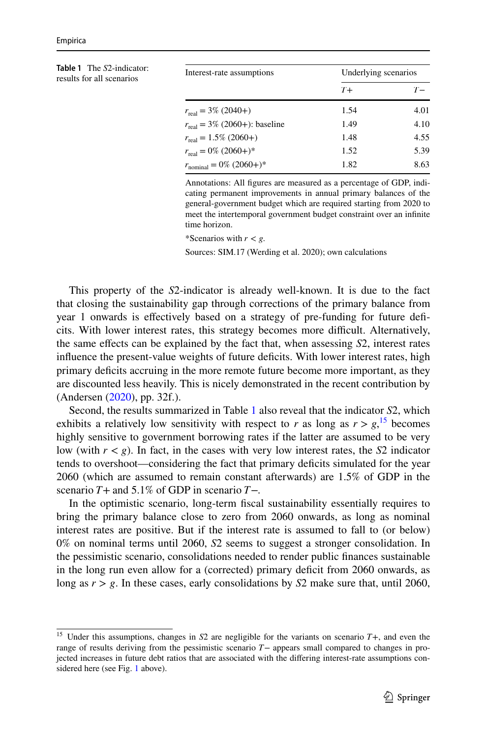**Table 1** The $S2$-indicator: results for all scenarios

| Interest-rate assumptions | Underlying scenarios | |
|---|---|---|
| | $T+$ | $T-$ |
| $r_{\text{real}} = 3\%$ (2040+) | 1.54 | 4.01 |
| $r_{\text{real}} = 3\%$ (2060+): baseline | 1.49 | 4.10 |
| $r_{\text{real}} = 1.5\%$ (2060+) | 1.48 | 4.55 |
| $r_{\text{real}} = 0\%$ (2060+)* | 1.52 | 5.39 |
| $r_{\text{nominal}} = 0\%$ (2060+)* | 1.82 | 8.63 |

Annotations: All figures are measured as a percentage of GDP, indicating permanent improvements in annual primary balances of the general-government budget which are required starting from 2020 to meet the intertemporal government budget constraint over an infinite time horizon.

*Scenarios with $r < g$.

Sources: SIM.17 (Werding et al. 2020); own calculations

This property of the $S2$-indicator is already well-known. It is due to the fact that closing the sustainability gap through corrections of the primary balance from year 1 onwards is effectively based on a strategy of pre-funding for future deficits. With lower interest rates, this strategy becomes more difficult. Alternatively, the same effects can be explained by the fact that, when assessing $S2$, interest rates influence the present-value weights of future deficits. With lower interest rates, high primary deficits accruing in the more remote future become more important, as they are discounted less heavily. This is nicely demonstrated in the recent contribution by (Andersen (2020), pp. 32f.).

Second, the results summarized in Table 1 also reveal that the indicator $S2$, which exhibits a relatively low sensitivity with respect to $r$ as long as $r > g$,[15] becomes highly sensitive to government borrowing rates if the latter are assumed to be very low (with $r < g$). In fact, in the cases with very low interest rates, the $S2$ indicator tends to overshoot—considering the fact that primary deficits simulated for the year 2060 (which are assumed to remain constant afterwards) are 1.5% of GDP in the scenario $T+$ and 5.1% of GDP in scenario $T-$.

In the optimistic scenario, long-term fiscal sustainability essentially requires to bring the primary balance close to zero from 2060 onwards, as long as nominal interest rates are positive. But if the interest rate is assumed to fall to (or below) 0% on nominal terms until 2060, $S2$ seems to suggest a stronger consolidation. In the pessimistic scenario, consolidations needed to render public finances sustainable in the long run even allow for a (corrected) primary deficit from 2060 onwards, as long as $r > g$. In these cases, early consolidations by $S2$ make sure that, until 2060,

[15] Under this assumptions, changes in $S2$ are negligible for the variants on scenario $T+$, and even the range of results deriving from the pessimistic scenario $T-$ appears small compared to changes in projected increases in future debt ratios that are associated with the differing interest-rate assumptions considered here (see Fig. 1 above).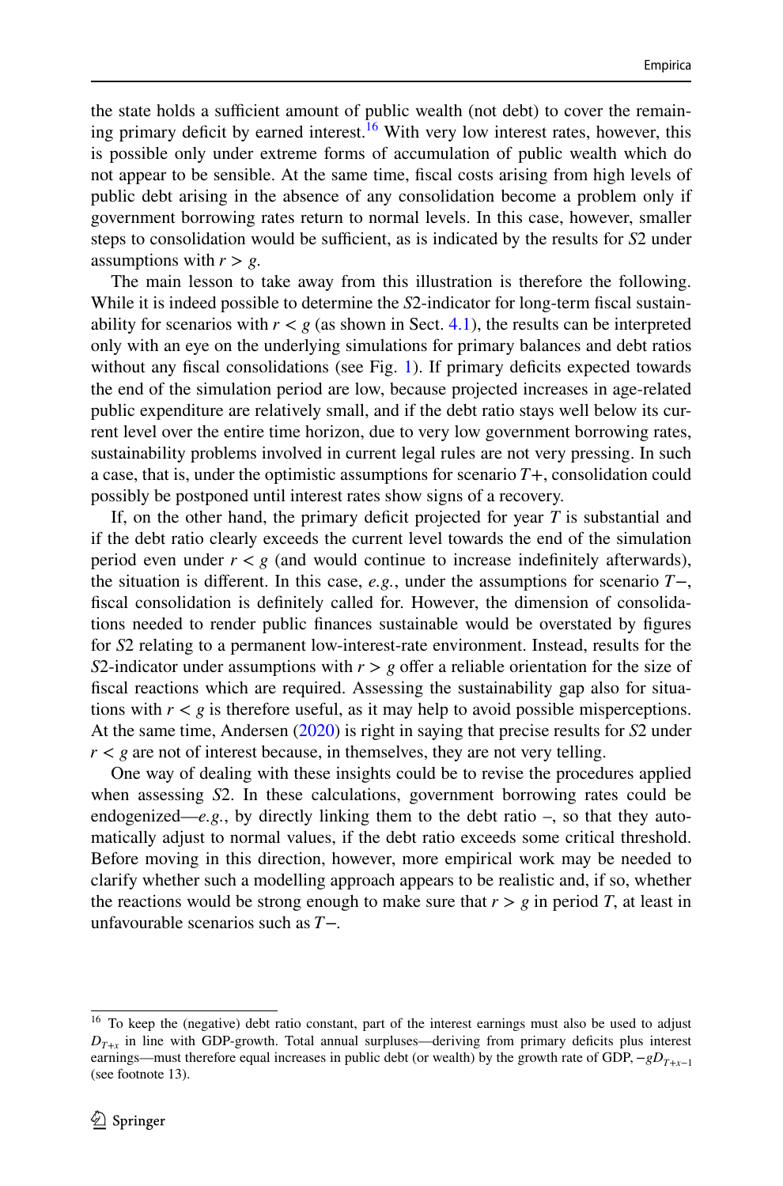the state holds a sufficient amount of public wealth (not debt) to cover the remaining primary deficit by earned interest.[16] With very low interest rates, however, this is possible only under extreme forms of accumulation of public wealth which do not appear to be sensible. At the same time, fiscal costs arising from high levels of public debt arising in the absence of any consolidation become a problem only if government borrowing rates return to normal levels. In this case, however, smaller steps to consolidation would be sufficient, as is indicated by the results for *S*2 under assumptions with $r > g$.

The main lesson to take away from this illustration is therefore the following. While it is indeed possible to determine the *S*2-indicator for long-term fiscal sustainability for scenarios with $r < g$ (as shown in Sect. 4.1), the results can be interpreted only with an eye on the underlying simulations for primary balances and debt ratios without any fiscal consolidations (see Fig. 1). If primary deficits expected towards the end of the simulation period are low, because projected increases in age-related public expenditure are relatively small, and if the debt ratio stays well below its current level over the entire time horizon, due to very low government borrowing rates, sustainability problems involved in current legal rules are not very pressing. In such a case, that is, under the optimistic assumptions for scenario $T+$, consolidation could possibly be postponed until interest rates show signs of a recovery.

If, on the other hand, the primary deficit projected for year $T$ is substantial and if the debt ratio clearly exceeds the current level towards the end of the simulation period even under $r < g$ (and would continue to increase indefinitely afterwards), the situation is different. In this case, *e.g.*, under the assumptions for scenario $T-$, fiscal consolidation is definitely called for. However, the dimension of consolidations needed to render public finances sustainable would be overstated by figures for *S*2 relating to a permanent low-interest-rate environment. Instead, results for the *S*2-indicator under assumptions with $r > g$ offer a reliable orientation for the size of fiscal reactions which are required. Assessing the sustainability gap also for situations with $r < g$ is therefore useful, as it may help to avoid possible misperceptions. At the same time, Andersen (2020) is right in saying that precise results for *S*2 under $r < g$ are not of interest because, in themselves, they are not very telling.

One way of dealing with these insights could be to revise the procedures applied when assessing *S*2. In these calculations, government borrowing rates could be endogenized—*e.g.*, by directly linking them to the debt ratio –, so that they automatically adjust to normal values, if the debt ratio exceeds some critical threshold. Before moving in this direction, however, more empirical work may be needed to clarify whether such a modelling approach appears to be realistic and, if so, whether the reactions would be strong enough to make sure that $r > g$ in period $T$, at least in unfavourable scenarios such as $T-$.

---

[16] To keep the (negative) debt ratio constant, part of the interest earnings must also be used to adjust $D_{T+x}$ in line with GDP-growth. Total annual surpluses—deriving from primary deficits plus interest earnings—must therefore equal increases in public debt (or wealth) by the growth rate of GDP, $-gD_{T+x-1}$ (see footnote 13).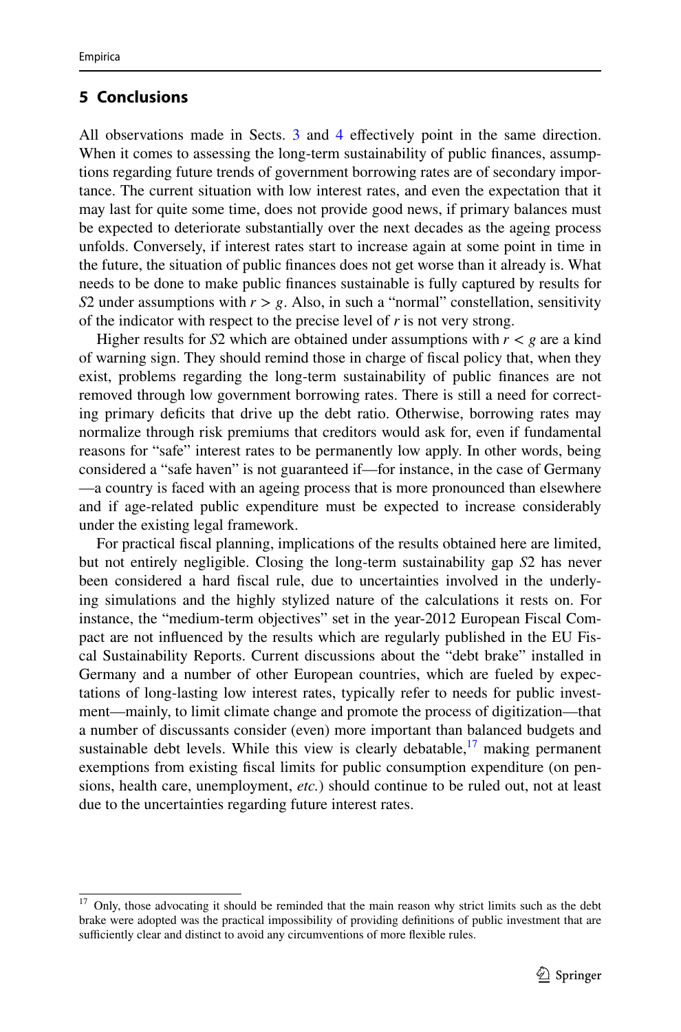## 5 Conclusions

All observations made in Sects. 3 and 4 effectively point in the same direction. When it comes to assessing the long-term sustainability of public finances, assumptions regarding future trends of government borrowing rates are of secondary importance. The current situation with low interest rates, and even the expectation that it may last for quite some time, does not provide good news, if primary balances must be expected to deteriorate substantially over the next decades as the ageing process unfolds. Conversely, if interest rates start to increase again at some point in time in the future, the situation of public finances does not get worse than it already is. What needs to be done to make public finances sustainable is fully captured by results for $S2$ under assumptions with $r > g$. Also, in such a "normal" constellation, sensitivity of the indicator with respect to the precise level of $r$ is not very strong.

Higher results for $S2$ which are obtained under assumptions with $r < g$ are a kind of warning sign. They should remind those in charge of fiscal policy that, when they exist, problems regarding the long-term sustainability of public finances are not removed through low government borrowing rates. There is still a need for correcting primary deficits that drive up the debt ratio. Otherwise, borrowing rates may normalize through risk premiums that creditors would ask for, even if fundamental reasons for "safe" interest rates to be permanently low apply. In other words, being considered a "safe haven" is not guaranteed if—for instance, in the case of Germany—a country is faced with an ageing process that is more pronounced than elsewhere and if age-related public expenditure must be expected to increase considerably under the existing legal framework.

For practical fiscal planning, implications of the results obtained here are limited, but not entirely negligible. Closing the long-term sustainability gap $S2$ has never been considered a hard fiscal rule, due to uncertainties involved in the underlying simulations and the highly stylized nature of the calculations it rests on. For instance, the "medium-term objectives" set in the year-2012 European Fiscal Compact are not influenced by the results which are regularly published in the EU Fiscal Sustainability Reports. Current discussions about the "debt brake" installed in Germany and a number of other European countries, which are fueled by expectations of long-lasting low interest rates, typically refer to needs for public investment—mainly, to limit climate change and promote the process of digitization—that a number of discussants consider (even) more important than balanced budgets and sustainable debt levels. While this view is clearly debatable,[17] making permanent exemptions from existing fiscal limits for public consumption expenditure (on pensions, health care, unemployment, *etc.*) should continue to be ruled out, not at least due to the uncertainties regarding future interest rates.

---

[17] Only, those advocating it should be reminded that the main reason why strict limits such as the debt brake were adopted was the practical impossibility of providing definitions of public investment that are sufficiently clear and distinct to avoid any circumventions of more flexible rules.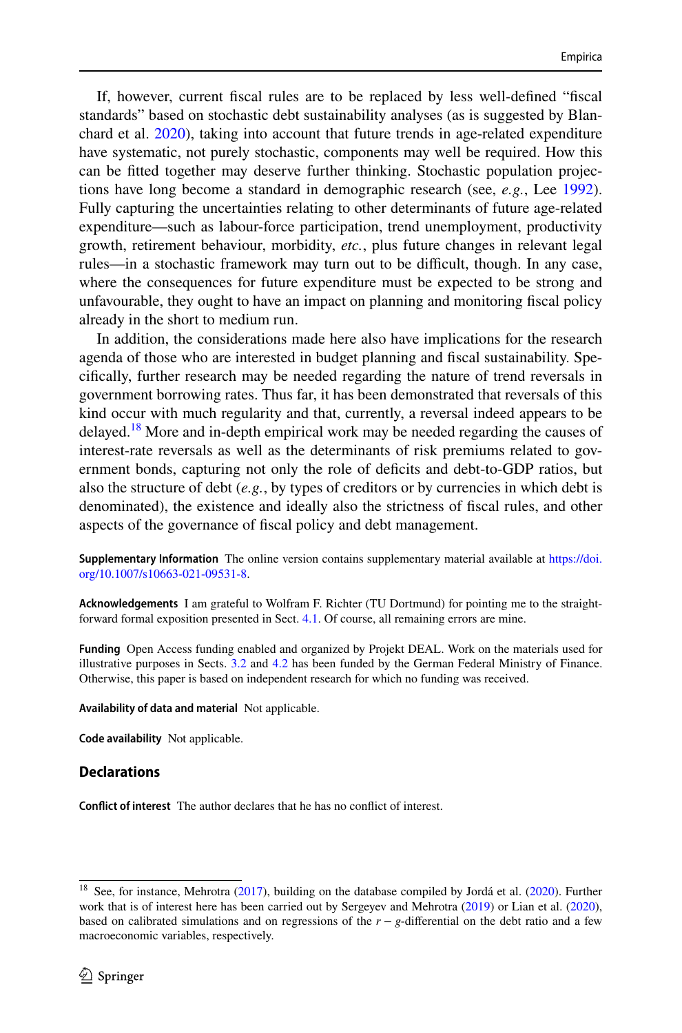If, however, current fiscal rules are to be replaced by less well-defined "fiscal standards" based on stochastic debt sustainability analyses (as is suggested by Blanchard et al. 2020), taking into account that future trends in age-related expenditure have systematic, not purely stochastic, components may well be required. How this can be fitted together may deserve further thinking. Stochastic population projections have long become a standard in demographic research (see, *e.g.*, Lee 1992). Fully capturing the uncertainties relating to other determinants of future age-related expenditure—such as labour-force participation, trend unemployment, productivity growth, retirement behaviour, morbidity, *etc.*, plus future changes in relevant legal rules—in a stochastic framework may turn out to be difficult, though. In any case, where the consequences for future expenditure must be expected to be strong and unfavourable, they ought to have an impact on planning and monitoring fiscal policy already in the short to medium run.

In addition, the considerations made here also have implications for the research agenda of those who are interested in budget planning and fiscal sustainability. Specifically, further research may be needed regarding the nature of trend reversals in government borrowing rates. Thus far, it has been demonstrated that reversals of this kind occur with much regularity and that, currently, a reversal indeed appears to be delayed.[18] More and in-depth empirical work may be needed regarding the causes of interest-rate reversals as well as the determinants of risk premiums related to government bonds, capturing not only the role of deficits and debt-to-GDP ratios, but also the structure of debt (*e.g.*, by types of creditors or by currencies in which debt is denominated), the existence and ideally also the strictness of fiscal rules, and other aspects of the governance of fiscal policy and debt management.

**Supplementary Information** The online version contains supplementary material available at https://doi.org/10.1007/s10663-021-09531-8.

**Acknowledgements** I am grateful to Wolfram F. Richter (TU Dortmund) for pointing me to the straightforward formal exposition presented in Sect. 4.1. Of course, all remaining errors are mine.

**Funding** Open Access funding enabled and organized by Projekt DEAL. Work on the materials used for illustrative purposes in Sects. 3.2 and 4.2 has been funded by the German Federal Ministry of Finance. Otherwise, this paper is based on independent research for which no funding was received.

**Availability of data and material** Not applicable.

**Code availability** Not applicable.

## Declarations

**Conflict of interest** The author declares that he has no conflict of interest.

[18] See, for instance, Mehrotra (2017), building on the database compiled by Jordá et al. (2020). Further work that is of interest here has been carried out by Sergeyev and Mehrotra (2019) or Lian et al. (2020), based on calibrated simulations and on regressions of the $r - g$-differential on the debt ratio and a few macroeconomic variables, respectively.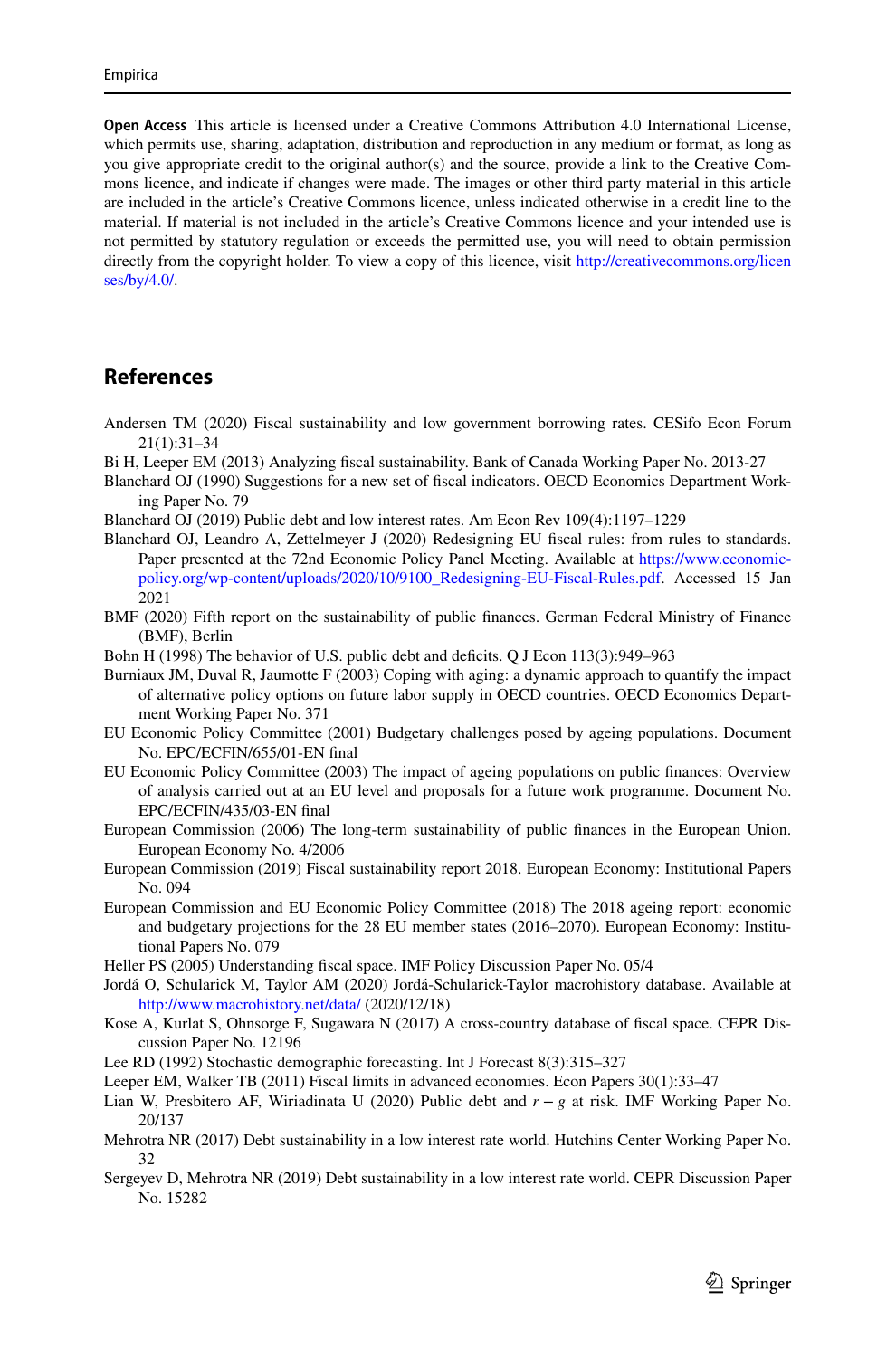**Open Access** This article is licensed under a Creative Commons Attribution 4.0 International License, which permits use, sharing, adaptation, distribution and reproduction in any medium or format, as long as you give appropriate credit to the original author(s) and the source, provide a link to the Creative Commons licence, and indicate if changes were made. The images or other third party material in this article are included in the article's Creative Commons licence, unless indicated otherwise in a credit line to the material. If material is not included in the article's Creative Commons licence and your intended use is not permitted by statutory regulation or exceeds the permitted use, you will need to obtain permission directly from the copyright holder. To view a copy of this licence, visit http://creativecommons.org/licenses/by/4.0/.

## References

Andersen TM (2020) Fiscal sustainability and low government borrowing rates. CESifo Econ Forum 21(1):31–34

Bi H, Leeper EM (2013) Analyzing fiscal sustainability. Bank of Canada Working Paper No. 2013-27

Blanchard OJ (1990) Suggestions for a new set of fiscal indicators. OECD Economics Department Working Paper No. 79

Blanchard OJ (2019) Public debt and low interest rates. Am Econ Rev 109(4):1197–1229

Blanchard OJ, Leandro A, Zettelmeyer J (2020) Redesigning EU fiscal rules: from rules to standards. Paper presented at the 72nd Economic Policy Panel Meeting. Available at https://www.economic-policy.org/wp-content/uploads/2020/10/9100_Redesigning-EU-Fiscal-Rules.pdf. Accessed 15 Jan 2021

BMF (2020) Fifth report on the sustainability of public finances. German Federal Ministry of Finance (BMF), Berlin

Bohn H (1998) The behavior of U.S. public debt and deficits. Q J Econ 113(3):949–963

Burniaux JM, Duval R, Jaumotte F (2003) Coping with aging: a dynamic approach to quantify the impact of alternative policy options on future labor supply in OECD countries. OECD Economics Department Working Paper No. 371

EU Economic Policy Committee (2001) Budgetary challenges posed by ageing populations. Document No. EPC/ECFIN/655/01-EN final

EU Economic Policy Committee (2003) The impact of ageing populations on public finances: Overview of analysis carried out at an EU level and proposals for a future work programme. Document No. EPC/ECFIN/435/03-EN final

European Commission (2006) The long-term sustainability of public finances in the European Union. European Economy No. 4/2006

European Commission (2019) Fiscal sustainability report 2018. European Economy: Institutional Papers No. 094

European Commission and EU Economic Policy Committee (2018) The 2018 ageing report: economic and budgetary projections for the 28 EU member states (2016–2070). European Economy: Institutional Papers No. 079

Heller PS (2005) Understanding fiscal space. IMF Policy Discussion Paper No. 05/4

Jordá O, Schularick M, Taylor AM (2020) Jordá-Schularick-Taylor macrohistory database. Available at http://www.macrohistory.net/data/ (2020/12/18)

Kose A, Kurlat S, Ohnsorge F, Sugawara N (2017) A cross-country database of fiscal space. CEPR Discussion Paper No. 12196

Lee RD (1992) Stochastic demographic forecasting. Int J Forecast 8(3):315–327

Leeper EM, Walker TB (2011) Fiscal limits in advanced economies. Econ Papers 30(1):33–47

Lian W, Presbitero AF, Wiriadinata U (2020) Public debt and $r - g$ at risk. IMF Working Paper No. 20/137

Mehrotra NR (2017) Debt sustainability in a low interest rate world. Hutchins Center Working Paper No. 32

Sergeyev D, Mehrotra NR (2019) Debt sustainability in a low interest rate world. CEPR Discussion Paper No. 15282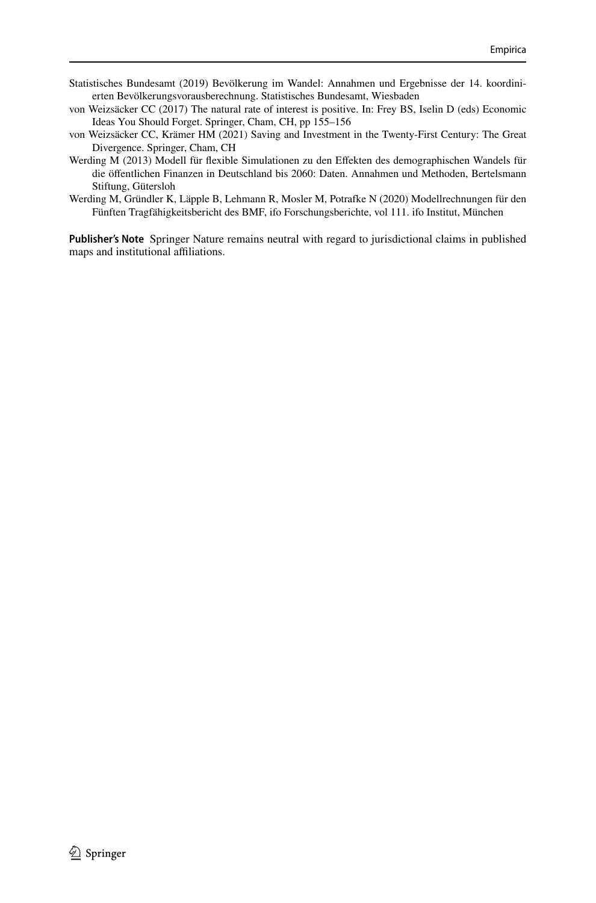Statistisches Bundesamt (2019) Bevölkerung im Wandel: Annahmen und Ergebnisse der 14. koordinierten Bevölkerungsvorausberechnung. Statistisches Bundesamt, Wiesbaden

von Weizsäcker CC (2017) The natural rate of interest is positive. In: Frey BS, Iselin D (eds) Economic Ideas You Should Forget. Springer, Cham, CH, pp 155–156

von Weizsäcker CC, Krämer HM (2021) Saving and Investment in the Twenty-First Century: The Great Divergence. Springer, Cham, CH

Werding M (2013) Modell für flexible Simulationen zu den Effekten des demographischen Wandels für die öffentlichen Finanzen in Deutschland bis 2060: Daten. Annahmen und Methoden, Bertelsmann Stiftung, Gütersloh

Werding M, Gründler K, Läpple B, Lehmann R, Mosler M, Potrafke N (2020) Modellrechnungen für den Fünften Tragfähigkeitsbericht des BMF, ifo Forschungsberichte, vol 111. ifo Institut, München

**Publisher's Note** Springer Nature remains neutral with regard to jurisdictional claims in published maps and institutional affiliations.